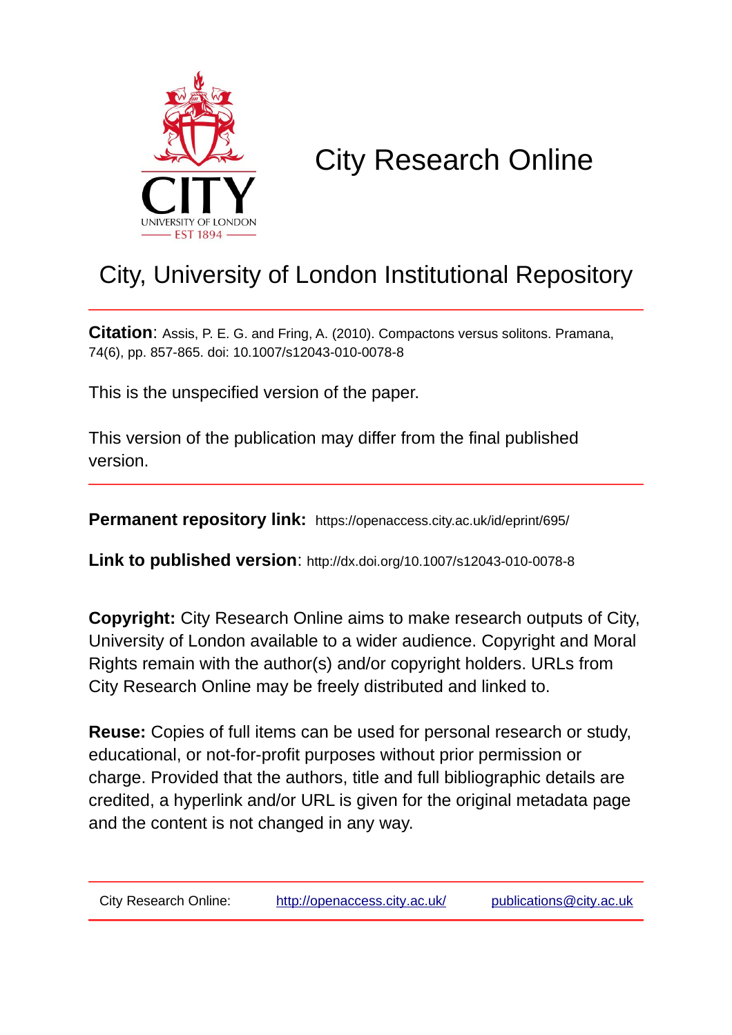# City Research Online

## City, University of London Institutional Repository

**Citation**: Assis, P. E. G. and Fring, A. (2010). Compactons versus solitons. Pramana, 74(6), pp. 857-865. doi: 10.1007/s12043-010-0078-8

This is the unspecified version of the paper.

This version of the publication may differ from the final published version.

**Permanent repository link:** https://openaccess.city.ac.uk/id/eprint/695/

**Link to published version**: http://dx.doi.org/10.1007/s12043-010-0078-8

**Copyright:** City Research Online aims to make research outputs of City, University of London available to a wider audience. Copyright and Moral Rights remain with the author(s) and/or copyright holders. URLs from City Research Online may be freely distributed and linked to.

**Reuse:** Copies of full items can be used for personal research or study, educational, or not-for-profit purposes without prior permission or charge. Provided that the authors, title and full bibliographic details are credited, a hyperlink and/or URL is given for the original metadata page and the content is not changed in any way.

City Research Online: http://openaccess.city.ac.uk/ publications@city.ac.uk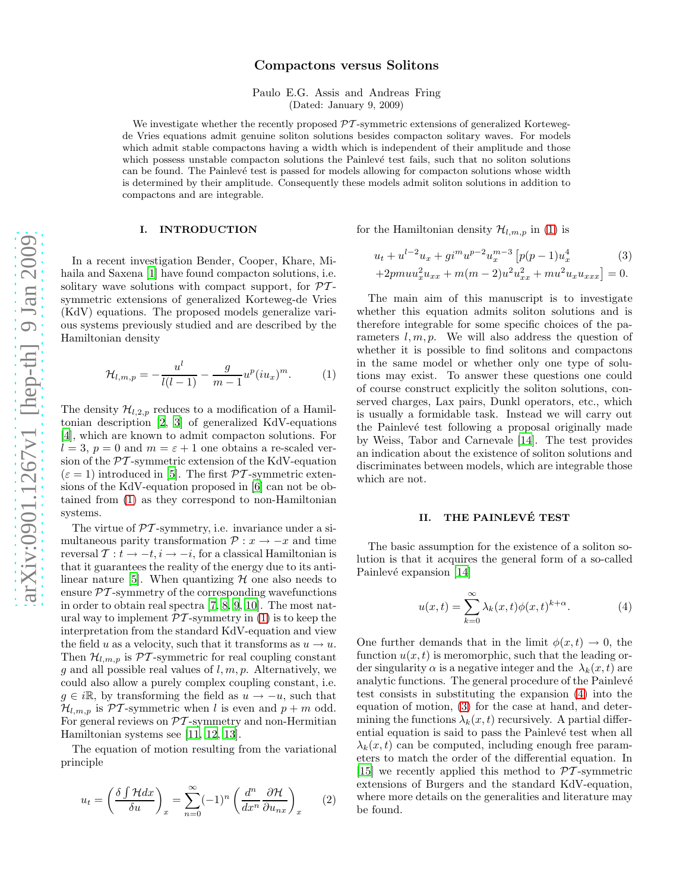# Compactons versus Solitons

Paulo E.G. Assis and Andreas Fring

(Dated: January 9, 2009)

We investigate whether the recently proposed $\mathcal{PT}$-symmetric extensions of generalized Korteweg-de Vries equations admit genuine soliton solutions besides compacton solitary waves. For models which admit stable compactons having a width which is independent of their amplitude and those which possess unstable compacton solutions the Painlevé test fails, such that no soliton solutions can be found. The Painlevé test is passed for models allowing for compacton solutions whose width is determined by their amplitude. Consequently these models admit soliton solutions in addition to compactons and are integrable.

## I. INTRODUCTION

In a recent investigation Bender, Cooper, Khare, Mihaila and Saxena [1] have found compacton solutions, i.e. solitary wave solutions with compact support, for $\mathcal{PT}$-symmetric extensions of generalized Korteweg-de Vries (KdV) equations. The proposed models generalize various systems previously studied and are described by the Hamiltonian density

$$\mathcal{H}_{l,m,p} = -\frac{u^l}{l(l-1)} - \frac{g}{m-1}u^p(iu_x)^m. \tag{1}$$

The density $\mathcal{H}_{l,2,p}$ reduces to a modification of a Hamiltonian description [2, 3] of generalized KdV-equations [4], which are known to admit compacton solutions. For $l = 3$, $p = 0$ and $m = \varepsilon + 1$ one obtains a re-scaled version of the $\mathcal{PT}$-symmetric extension of the KdV-equation ($\varepsilon = 1$) introduced in [5]. The first $\mathcal{PT}$-symmetric extensions of the KdV-equation proposed in [6] can not be obtained from (1) as they correspond to non-Hamiltonian systems.

The virtue of $\mathcal{PT}$-symmetry, i.e. invariance under a simultaneous parity transformation $\mathcal{P}: x \to -x$ and time reversal $\mathcal{T}: t \to -t, i \to -i$, for a classical Hamiltonian is that it guarantees the reality of the energy due to its anti-linear nature [5]. When quantizing $\mathcal{H}$ one also needs to ensure $\mathcal{PT}$-symmetry of the corresponding wavefunctions in order to obtain real spectra [7, 8, 9, 10]. The most natural way to implement $\mathcal{PT}$-symmetry in (1) is to keep the interpretation from the standard KdV-equation and view the field $u$ as a velocity, such that it transforms as $u \to u$. Then $\mathcal{H}_{l,m,p}$ is $\mathcal{PT}$-symmetric for real coupling constant $g$ and all possible real values of $l, m, p$. Alternatively, we could also allow a purely complex coupling constant, i.e. $g \in i\mathbb{R}$, by transforming the field as $u \to -u$, such that $\mathcal{H}_{l,m,p}$ is $\mathcal{PT}$-symmetric when $l$ is even and $p + m$ odd. For general reviews on $\mathcal{PT}$-symmetry and non-Hermitian Hamiltonian systems see [11, 12, 13].

The equation of motion resulting from the variational principle

$$u_t = \left(\frac{\delta \int \mathcal{H} dx}{\delta u}\right)_x = \sum_{n=0}^{\infty} (-1)^n \left(\frac{d^n}{dx^n}\frac{\partial \mathcal{H}}{\partial u_{nx}}\right)_x \tag{2}$$

for the Hamiltonian density $\mathcal{H}_{l,m,p}$ in (1) is

$$\begin{aligned} u_t + u^{l-2}u_x + gi^m u^{p-2}u_x^{m-3}\left[p(p-1)u_x^4\right. \\ \left. +2pmuu_x^2u_{xx} + m(m-2)u^2u_{xx}^2 + mu^2u_xu_{xxx}\right] = 0. \end{aligned} \tag{3}$$

The main aim of this manuscript is to investigate whether this equation admits soliton solutions and is therefore integrable for some specific choices of the parameters $l, m, p$. We will also address the question of whether it is possible to find solitons and compactons in the same model or whether only one type of solutions may exist. To answer these questions one could of course construct explicitly the soliton solutions, conserved charges, Lax pairs, Dunkl operators, etc., which is usually a formidable task. Instead we will carry out the Painlevé test following a proposal originally made by Weiss, Tabor and Carnevale [14]. The test provides an indication about the existence of soliton solutions and discriminates between models, which are integrable those which are not.

## II. THE PAINLEVÉ TEST

The basic assumption for the existence of a soliton solution is that it acquires the general form of a so-called Painlevé expansion [14]

$$u(x,t) = \sum_{k=0}^{\infty} \lambda_k(x,t)\phi(x,t)^{k+\alpha}. \tag{4}$$

One further demands that in the limit $\phi(x,t) \to 0$, the function $u(x,t)$ is meromorphic, such that the leading order singularity $\alpha$ is a negative integer and the $\lambda_k(x,t)$ are analytic functions. The general procedure of the Painlevé test consists in substituting the expansion (4) into the equation of motion, (3) for the case at hand, and determining the functions $\lambda_k(x,t)$ recursively. A partial differential equation is said to pass the Painlevé test when all $\lambda_k(x,t)$ can be computed, including enough free parameters to match the order of the differential equation. In [15] we recently applied this method to $\mathcal{PT}$-symmetric extensions of Burgers and the standard KdV-equation, where more details on the generalities and literature may be found.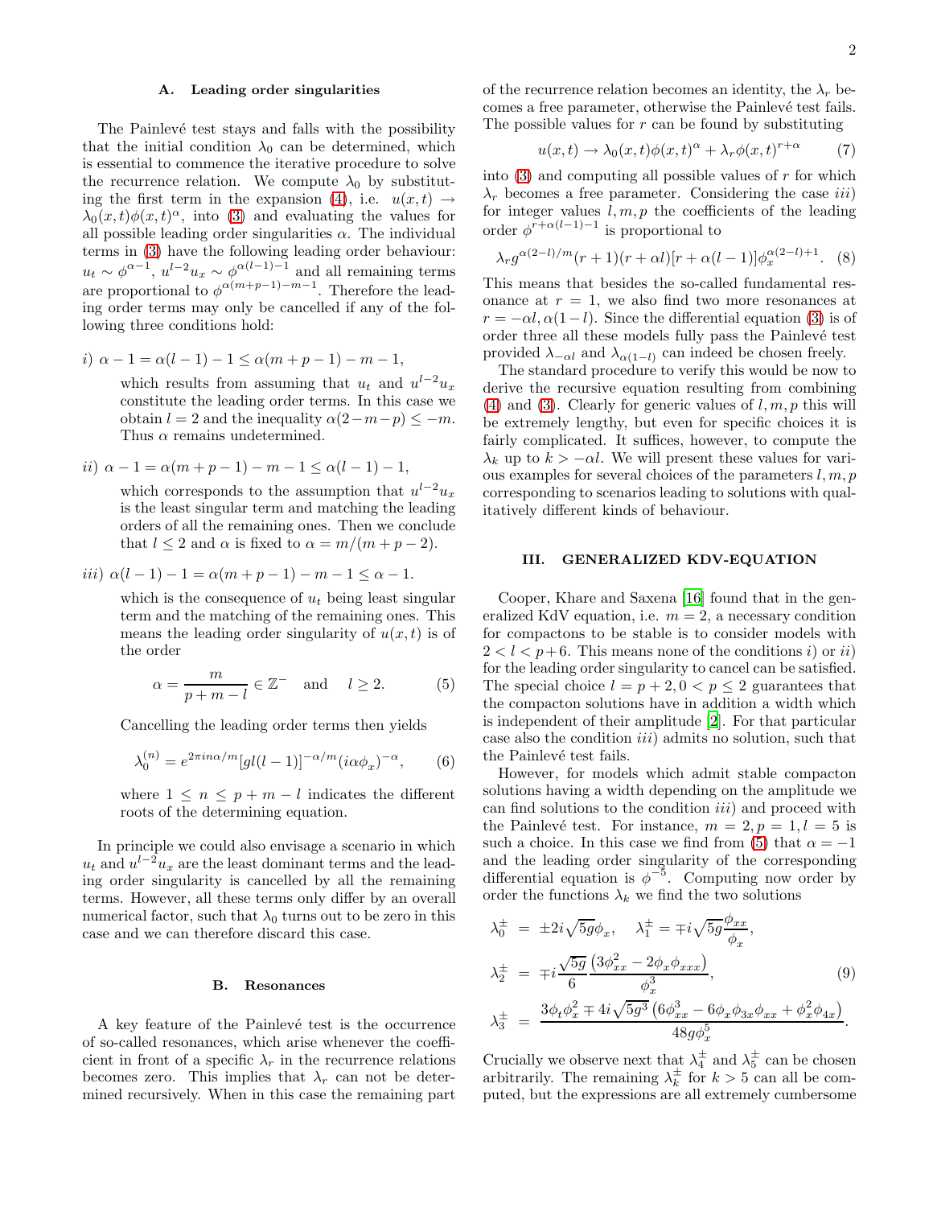### A. Leading order singularities

The Painlevé test stays and falls with the possibility that the initial condition $\lambda_0$ can be determined, which is essential to commence the iterative procedure to solve the recurrence relation. We compute $\lambda_0$ by substituting the first term in the expansion (4), i.e. $u(x,t) \to \lambda_0(x,t)\phi(x,t)^\alpha$, into (3) and evaluating the values for all possible leading order singularities $\alpha$. The individual terms in (3) have the following leading order behaviour: $u_t \sim \phi^{\alpha-1}$, $u^{l-2}u_x \sim \phi^{\alpha(l-1)-1}$ and all remaining terms are proportional to $\phi^{\alpha(m+p-1)-m-1}$. Therefore the leading order terms may only be cancelled if any of the following three conditions hold:

*i)* $\alpha - 1 = \alpha(l-1) - 1 \leq \alpha(m+p-1) - m - 1$,

which results from assuming that $u_t$ and $u^{l-2}u_x$ constitute the leading order terms. In this case we obtain $l = 2$ and the inequality $\alpha(2-m-p) \leq -m$. Thus $\alpha$ remains undetermined.

*ii)* $\alpha - 1 = \alpha(m+p-1) - m - 1 \leq \alpha(l-1) - 1$,

which corresponds to the assumption that $u^{l-2}u_x$ is the least singular term and matching the leading orders of all the remaining ones. Then we conclude that $l \leq 2$ and $\alpha$ is fixed to $\alpha = m/(m+p-2)$.

*iii)* $\alpha(l-1) - 1 = \alpha(m+p-1) - m - 1 \leq \alpha - 1$.

which is the consequence of $u_t$ being least singular term and the matching of the remaining ones. This means the leading order singularity of $u(x,t)$ is of the order

$$\alpha = \frac{m}{p+m-l} \in \mathbb{Z}^- \quad \text{and} \quad l \geq 2. \tag{5}$$

Cancelling the leading order terms then yields

$$\lambda_0^{(n)} = e^{2\pi i n\alpha/m}[gl(l-1)]^{-\alpha/m}(i\alpha\phi_x)^{-\alpha}, \tag{6}$$

where $1 \leq n \leq p+m-l$ indicates the different roots of the determining equation.

In principle we could also envisage a scenario in which $u_t$ and $u^{l-2}u_x$ are the least dominant terms and the leading order singularity is cancelled by all the remaining terms. However, all these terms only differ by an overall numerical factor, such that $\lambda_0$ turns out to be zero in this case and we can therefore discard this case.

### B. Resonances

A key feature of the Painlevé test is the occurrence of so-called resonances, which arise whenever the coefficient in front of a specific $\lambda_r$ in the recurrence relations becomes zero. This implies that $\lambda_r$ can not be determined recursively. When in this case the remaining part of the recurrence relation becomes an identity, the $\lambda_r$ becomes a free parameter, otherwise the Painlevé test fails. The possible values for $r$ can be found by substituting

$$u(x,t) \to \lambda_0(x,t)\phi(x,t)^\alpha + \lambda_r\phi(x,t)^{r+\alpha} \tag{7}$$

into (3) and computing all possible values of $r$ for which $\lambda_r$ becomes a free parameter. Considering the case *iii)* for integer values $l, m, p$ the coefficients of the leading order $\phi^{r+\alpha(l-1)-1}$ is proportional to

$$\lambda_r g^{\alpha(2-l)/m}(r+1)(r+\alpha l)[r+\alpha(l-1)]\phi_x^{\alpha(2-l)+1}. \tag{8}$$

This means that besides the so-called fundamental resonance at $r = 1$, we also find two more resonances at $r = -\alpha l, \alpha(1-l)$. Since the differential equation (3) is of order three all these models fully pass the Painlevé test provided $\lambda_{-\alpha l}$ and $\lambda_{\alpha(1-l)}$ can indeed be chosen freely.

The standard procedure to verify this would be now to derive the recursive equation resulting from combining (4) and (3). Clearly for generic values of $l, m, p$ this will be extremely lengthy, but even for specific choices it is fairly complicated. It suffices, however, to compute the $\lambda_k$ up to $k > -\alpha l$. We will present these values for various examples for several choices of the parameters $l, m, p$ corresponding to scenarios leading to solutions with qualitatively different kinds of behaviour.

## III. GENERALIZED KDV-EQUATION

Cooper, Khare and Saxena [16] found that in the generalized KdV equation, i.e. $m = 2$, a necessary condition for compactons to be stable is to consider models with $2 < l < p+6$. This means none of the conditions *i)* or *ii)* for the leading order singularity to cancel can be satisfied. The special choice $l = p+2, 0 < p \leq 2$ guarantees that the compacton solutions have in addition a width which is independent of their amplitude [2]. For that particular case also the condition *iii)* admits no solution, such that the Painlevé test fails.

However, for models which admit stable compacton solutions having a width depending on the amplitude we can find solutions to the condition *iii)* and proceed with the Painlevé test. For instance, $m = 2, p = 1, l = 5$ is such a choice. In this case we find from (5) that $\alpha = -1$ and the leading order singularity of the corresponding differential equation is $\phi^{-5}$. Computing now order by order the functions $\lambda_k$ we find the two solutions

$$\begin{aligned}
\lambda_0^\pm &= \pm 2i\sqrt{5g}\phi_x, \quad \lambda_1^\pm = \mp i\sqrt{5g}\frac{\phi_{xx}}{\phi_x}, \\
\lambda_2^\pm &= \mp i\frac{\sqrt{5g}}{6}\frac{\left(3\phi_{xx}^2 - 2\phi_x\phi_{xxx}\right)}{\phi_x^3}, \\
\lambda_3^\pm &= \frac{3\phi_t\phi_x^2 \mp 4i\sqrt{5g^3}\left(6\phi_{xx}^3 - 6\phi_x\phi_{3x}\phi_{xx} + \phi_x^2\phi_{4x}\right)}{48g\phi_x^5}.
\end{aligned} \tag{9}$$

Crucially we observe next that $\lambda_4^\pm$ and $\lambda_5^\pm$ can be chosen arbitrarily. The remaining $\lambda_k^\pm$ for $k > 5$ can all be computed, but the expressions are all extremely cumbersome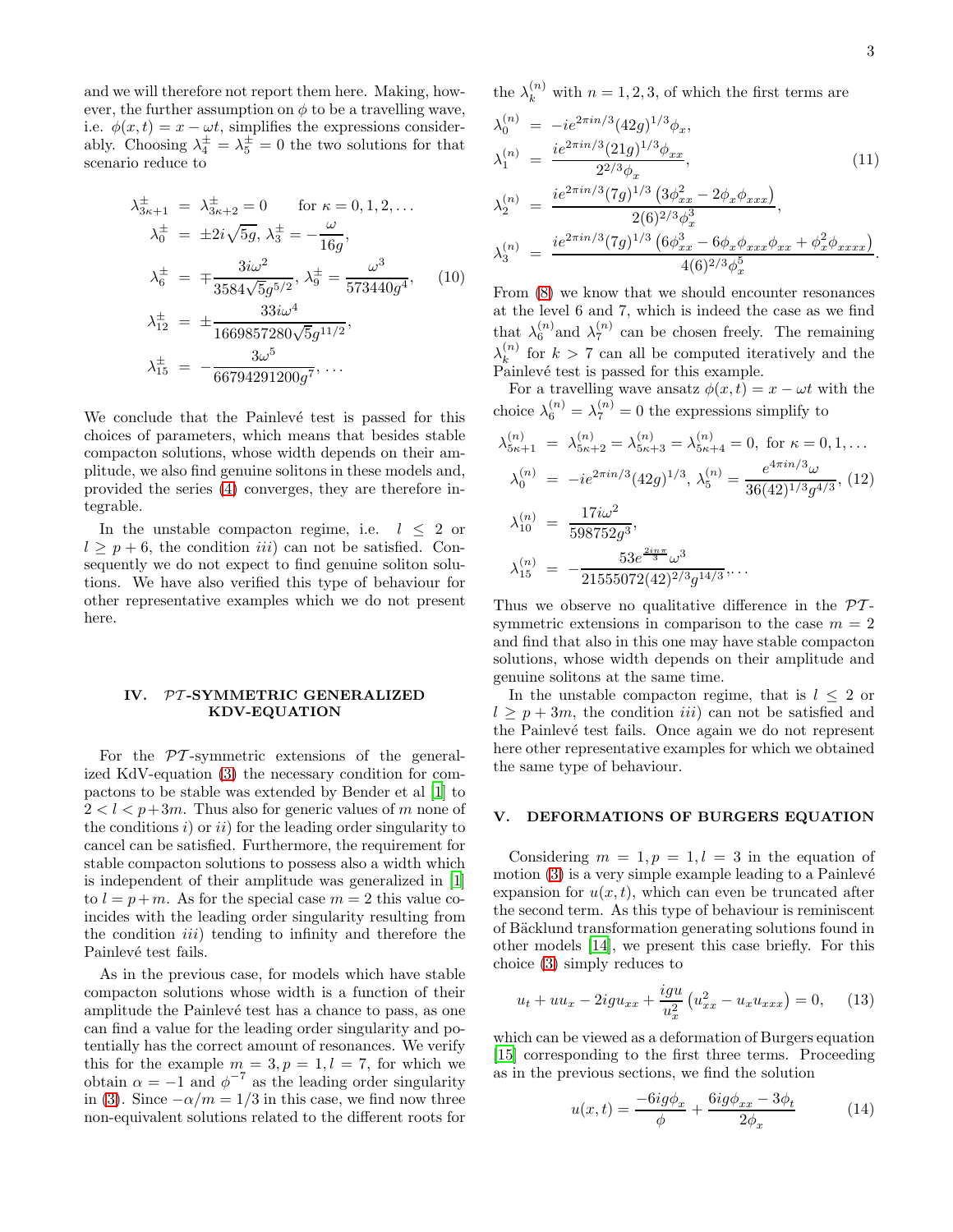and we will therefore not report them here. Making, however, the further assumption on $\phi$ to be a travelling wave, i.e. $\phi(x,t) = x - \omega t$, simplifies the expressions considerably. Choosing $\lambda_4^{\pm} = \lambda_5^{\pm} = 0$ the two solutions for that scenario reduce to

$$
\begin{aligned}
\lambda_{3\kappa+1}^{\pm} &= \lambda_{3\kappa+2}^{\pm} = 0 \qquad \text{for } \kappa = 0,1,2,\ldots \\
\lambda_0^{\pm} &= \pm 2i\sqrt{5g},\; \lambda_3^{\pm} = -\frac{\omega}{16g}, \\
\lambda_6^{\pm} &= \mp\frac{3i\omega^2}{3584\sqrt{5}g^{5/2}},\; \lambda_9^{\pm} = \frac{\omega^3}{573440g^4}, \\
\lambda_{12}^{\pm} &= \pm\frac{33i\omega^4}{1669857280\sqrt{5}g^{11/2}}, \\
\lambda_{15}^{\pm} &= -\frac{3\omega^5}{66794291200g^7}, \ldots
\end{aligned}
\tag{10}
$$

We conclude that the Painlevé test is passed for this choices of parameters, which means that besides stable compacton solutions, whose width depends on their amplitude, we also find genuine solitons in these models and, provided the series (4) converges, they are therefore integrable.

In the unstable compacton regime, i.e. $l \leq 2$ or $l \geq p+6$, the condition $iii)$ can not be satisfied. Consequently we do not expect to find genuine soliton solutions. We have also verified this type of behaviour for other representative examples which we do not present here.

## IV. $\mathcal{PT}$-SYMMETRIC GENERALIZED KDV-EQUATION

For the $\mathcal{PT}$-symmetric extensions of the generalized KdV-equation (3) the necessary condition for compactons to be stable was extended by Bender et al [1] to $2 < l < p+3m$. Thus also for generic values of $m$ none of the conditions $i)$ or $ii)$ for the leading order singularity to cancel can be satisfied. Furthermore, the requirement for stable compacton solutions to possess also a width which is independent of their amplitude was generalized in [1] to $l = p + m$. As for the special case $m = 2$ this value coincides with the leading order singularity resulting from the condition $iii)$ tending to infinity and therefore the Painlevé test fails.

As in the previous case, for models which have stable compacton solutions whose width is a function of their amplitude the Painlevé test has a chance to pass, as one can find a value for the leading order singularity and potentially has the correct amount of resonances. We verify this for the example $m = 3, p = 1, l = 7$, for which we obtain $\alpha = -1$ and $\phi^{-7}$ as the leading order singularity in (3). Since $-\alpha/m = 1/3$ in this case, we find now three non-equivalent solutions related to the different roots for the $\lambda_k^{(n)}$ with $n = 1,2,3$, of which the first terms are

$$
\begin{aligned}
\lambda_0^{(n)} &= -ie^{2\pi in/3}(42g)^{1/3}\phi_x, \\
\lambda_1^{(n)} &= \frac{ie^{2\pi in/3}(21g)^{1/3}\phi_{xx}}{2^{2/3}\phi_x}, \\
\lambda_2^{(n)} &= \frac{ie^{2\pi in/3}(7g)^{1/3}\left(3\phi_{xx}^2 - 2\phi_x\phi_{xxx}\right)}{2(6)^{2/3}\phi_x^3}, \\
\lambda_3^{(n)} &= \frac{ie^{2\pi in/3}(7g)^{1/3}\left(6\phi_{xx}^3 - 6\phi_x\phi_{xxx}\phi_{xx} + \phi_x^2\phi_{xxxx}\right)}{4(6)^{2/3}\phi_x^5}.
\end{aligned}
\tag{11}
$$

From (8) we know that we should encounter resonances at the level 6 and 7, which is indeed the case as we find that $\lambda_6^{(n)}$ and $\lambda_7^{(n)}$ can be chosen freely. The remaining $\lambda_k^{(n)}$ for $k > 7$ can all be computed iteratively and the Painlevé test is passed for this example.

For a travelling wave ansatz $\phi(x,t) = x - \omega t$ with the choice $\lambda_6^{(n)} = \lambda_7^{(n)} = 0$ the expressions simplify to

$$
\begin{aligned}
\lambda_{5\kappa+1}^{(n)} &= \lambda_{5\kappa+2}^{(n)} = \lambda_{5\kappa+3}^{(n)} = \lambda_{5\kappa+4}^{(n)} = 0, \text{ for } \kappa = 0,1,\ldots \\
\lambda_0^{(n)} &= -ie^{2\pi in/3}(42g)^{1/3},\; \lambda_5^{(n)} = \frac{e^{4\pi in/3}\omega}{36(42)^{1/3}g^{4/3}}, \\
\lambda_{10}^{(n)} &= \frac{17i\omega^2}{598752g^3}, \\
\lambda_{15}^{(n)} &= -\frac{53e^{\frac{2in\pi}{3}}\omega^3}{21555072(42)^{2/3}g^{14/3}}, \ldots
\end{aligned}
\tag{12}
$$

Thus we observe no qualitative difference in the $\mathcal{PT}$-symmetric extensions in comparison to the case $m = 2$ and find that also in this one may have stable compacton solutions, whose width depends on their amplitude and genuine solitons at the same time.

In the unstable compacton regime, that is $l \leq 2$ or $l \geq p + 3m$, the condition $iii)$ can not be satisfied and the Painlevé test fails. Once again we do not represent here other representative examples for which we obtained the same type of behaviour.

## V. DEFORMATIONS OF BURGERS EQUATION

Considering $m = 1, p = 1, l = 3$ in the equation of motion (3) is a very simple example leading to a Painlevé expansion for $u(x,t)$, which can even be truncated after the second term. As this type of behaviour is reminiscent of Bäcklund transformation generating solutions found in other models [14], we present this case briefly. For this choice (3) simply reduces to

$$
u_t + uu_x - 2igu_{xx} + \frac{igu}{u_x^2}\left(u_{xx}^2 - u_x u_{xxx}\right) = 0, \tag{13}
$$

which can be viewed as a deformation of Burgers equation [15] corresponding to the first three terms. Proceeding as in the previous sections, we find the solution

$$
u(x,t) = \frac{-6ig\phi_x}{\phi} + \frac{6ig\phi_{xx} - 3\phi_t}{2\phi_x} \tag{14}
$$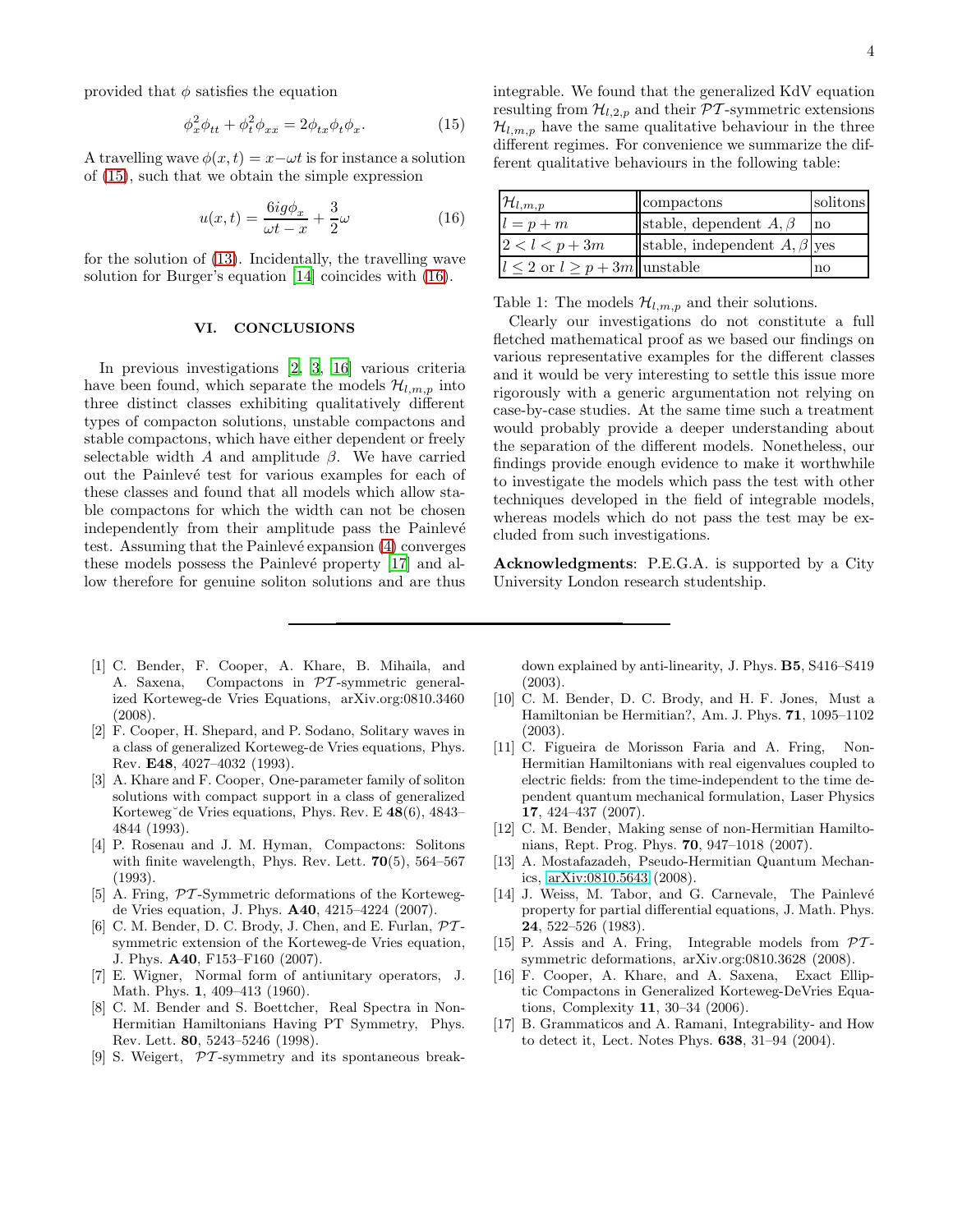provided that $\phi$ satisfies the equation

$$\phi_x^2 \phi_{tt} + \phi_t^2 \phi_{xx} = 2\phi_{tx}\phi_t\phi_x. \tag{15}$$

A travelling wave $\phi(x,t) = x - \omega t$ is for instance a solution of (15), such that we obtain the simple expression

$$u(x,t) = \frac{6ig\phi_x}{\omega t - x} + \frac{3}{2}\omega \tag{16}$$

for the solution of (13). Incidentally, the travelling wave solution for Burger's equation [14] coincides with (16).

## VI. CONCLUSIONS

In previous investigations [2, 3, 16] various criteria have been found, which separate the models $\mathcal{H}_{l,m,p}$ into three distinct classes exhibiting qualitatively different types of compacton solutions, unstable compactons and stable compactons, which have either dependent or freely selectable width $A$ and amplitude $\beta$. We have carried out the Painlevé test for various examples for each of these classes and found that all models which allow stable compactons for which the width can not be chosen independently from their amplitude pass the Painlevé test. Assuming that the Painlevé expansion (4) converges these models possess the Painlevé property [17] and allow therefore for genuine soliton solutions and are thus integrable. We found that the generalized KdV equation resulting from $\mathcal{H}_{l,2,p}$ and their $\mathcal{PT}$-symmetric extensions $\mathcal{H}_{l,m,p}$ have the same qualitative behaviour in the three different regimes. For convenience we summarize the different qualitative behaviours in the following table:

| $\mathcal{H}_{l,m,p}$ | compactons | solitons |
|---|---|---|
| $l = p + m$ | stable, dependent $A, \beta$ | no |
| $2 < l < p + 3m$ | stable, independent $A, \beta$ | yes |
| $l \leq 2$ or $l \geq p + 3m$ | unstable | no |

Table 1: The models $\mathcal{H}_{l,m,p}$ and their solutions.

Clearly our investigations do not constitute a full fletched mathematical proof as we based our findings on various representative examples for the different classes and it would be very interesting to settle this issue more rigorously with a generic argumentation not relying on case-by-case studies. At the same time such a treatment would probably provide a deeper understanding about the separation of the different models. Nonetheless, our findings provide enough evidence to make it worthwhile to investigate the models which pass the test with other techniques developed in the field of integrable models, whereas models which do not pass the test may be excluded from such investigations.

**Acknowledgments**: P.E.G.A. is supported by a City University London research studentship.

---

[1] C. Bender, F. Cooper, A. Khare, B. Mihaila, and A. Saxena, Compactons in $\mathcal{PT}$-symmetric generalized Korteweg-de Vries Equations, arXiv.org:0810.3460 (2008).

[2] F. Cooper, H. Shepard, and P. Sodano, Solitary waves in a class of generalized Korteweg-de Vries equations, Phys. Rev. **E48**, 4027–4032 (1993).

[3] A. Khare and F. Cooper, One-parameter family of soliton solutions with compact support in a class of generalized Korteweg˘de Vries equations, Phys. Rev. E **48**(6), 4843–4844 (1993).

[4] P. Rosenau and J. M. Hyman, Compactons: Solitons with finite wavelength, Phys. Rev. Lett. **70**(5), 564–567 (1993).

[5] A. Fring, $\mathcal{PT}$-Symmetric deformations of the Korteweg-de Vries equation, J. Phys. **A40**, 4215–4224 (2007).

[6] C. M. Bender, D. C. Brody, J. Chen, and E. Furlan, $\mathcal{PT}$-symmetric extension of the Korteweg-de Vries equation, J. Phys. **A40**, F153–F160 (2007).

[7] E. Wigner, Normal form of antiunitary operators, J. Math. Phys. **1**, 409–413 (1960).

[8] C. M. Bender and S. Boettcher, Real Spectra in Non-Hermitian Hamiltonians Having PT Symmetry, Phys. Rev. Lett. **80**, 5243–5246 (1998).

[9] S. Weigert, $\mathcal{PT}$-symmetry and its spontaneous breakdown explained by anti-linearity, J. Phys. **B5**, S416–S419 (2003).

[10] C. M. Bender, D. C. Brody, and H. F. Jones, Must a Hamiltonian be Hermitian?, Am. J. Phys. **71**, 1095–1102 (2003).

[11] C. Figueira de Morisson Faria and A. Fring, Non-Hermitian Hamiltonians with real eigenvalues coupled to electric fields: from the time-independent to the time dependent quantum mechanical formulation, Laser Physics **17**, 424–437 (2007).

[12] C. M. Bender, Making sense of non-Hermitian Hamiltonians, Rept. Prog. Phys. **70**, 947–1018 (2007).

[13] A. Mostafazadeh, Pseudo-Hermitian Quantum Mechanics, arXiv:0810.5643 (2008).

[14] J. Weiss, M. Tabor, and G. Carnevale, The Painlevé property for partial differential equations, J. Math. Phys. **24**, 522–526 (1983).

[15] P. Assis and A. Fring, Integrable models from $\mathcal{PT}$-symmetric deformations, arXiv.org:0810.3628 (2008).

[16] F. Cooper, A. Khare, and A. Saxena, Exact Elliptic Compactons in Generalized Korteweg-DeVries Equations, Complexity **11**, 30–34 (2006).

[17] B. Grammaticos and A. Ramani, Integrability- and How to detect it, Lect. Notes Phys. **638**, 31–94 (2004).